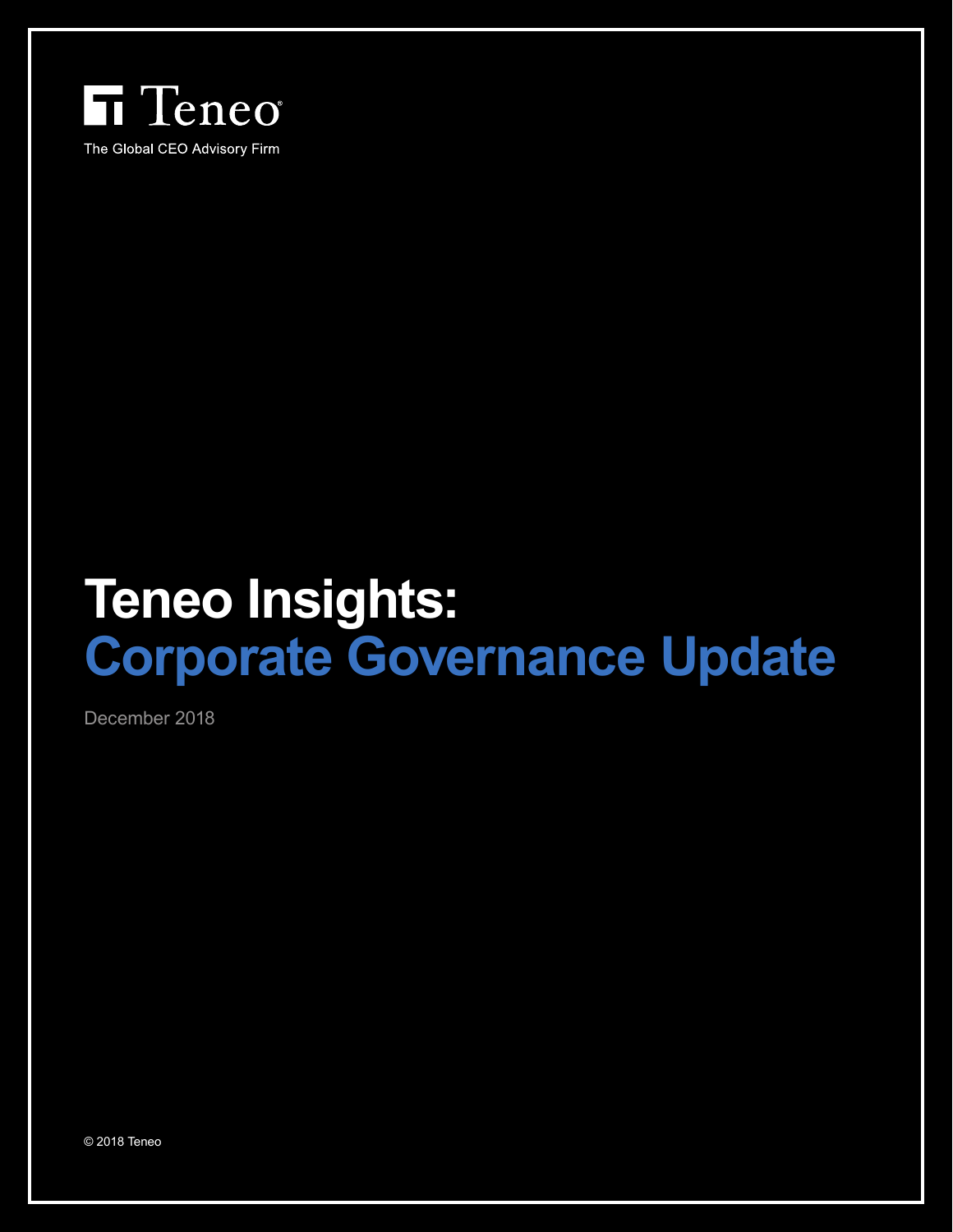Teneo

The Global CEO Advisory Firm

# Teneo Insights: Corporate Governance Update

December 2018

© 2018 Teneo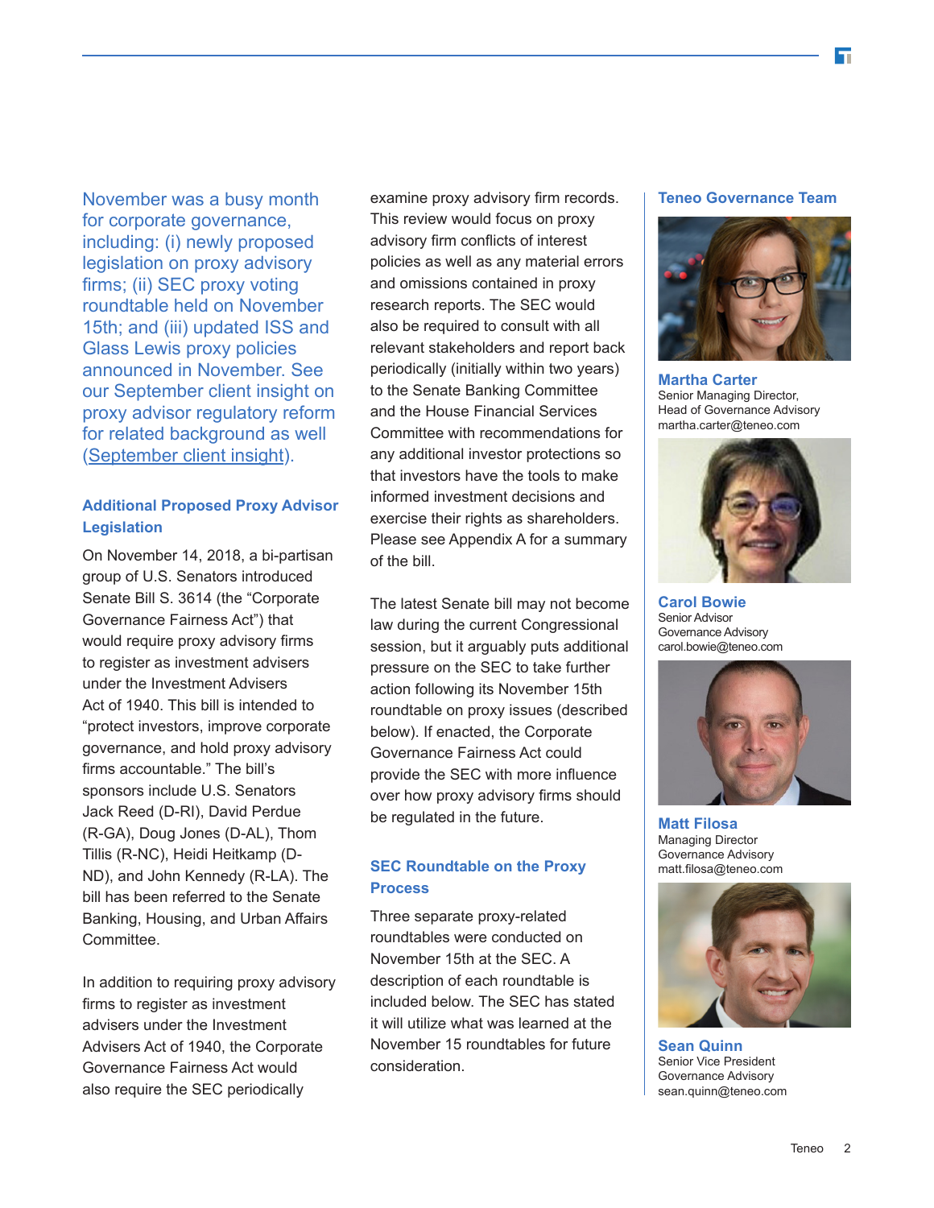November was a busy month for corporate governance, including: (i) newly proposed legislation on proxy advisory firms; (ii) SEC proxy voting roundtable held on November 15th; and (iii) updated ISS and Glass Lewis proxy policies announced in November. See our September client insight on proxy advisor regulatory reform for related background as well (September client insight).

## Additional Proposed Proxy Advisor Legislation

On November 14, 2018, a bi-partisan group of U.S. Senators introduced Senate Bill S. 3614 (the "Corporate Governance Fairness Act") that would require proxy advisory firms to register as investment advisers under the Investment Advisers Act of 1940. This bill is intended to "protect investors, improve corporate governance, and hold proxy advisory firms accountable." The bill's sponsors include U.S. Senators Jack Reed (D-RI), David Perdue (R-GA), Doug Jones (D-AL), Thom Tillis (R-NC), Heidi Heitkamp (D-ND), and John Kennedy (R-LA). The bill has been referred to the Senate Banking, Housing, and Urban Affairs Committee.

In addition to requiring proxy advisory firms to register as investment advisers under the Investment Advisers Act of 1940, the Corporate Governance Fairness Act would also require the SEC periodically examine proxy advisory firm records. This review would focus on proxy advisory firm conflicts of interest policies as well as any material errors and omissions contained in proxy research reports. The SEC would also be required to consult with all relevant stakeholders and report back periodically (initially within two years) to the Senate Banking Committee and the House Financial Services Committee with recommendations for any additional investor protections so that investors have the tools to make informed investment decisions and exercise their rights as shareholders. Please see Appendix A for a summary of the bill.

The latest Senate bill may not become law during the current Congressional session, but it arguably puts additional pressure on the SEC to take further action following its November 15th roundtable on proxy issues (described below). If enacted, the Corporate Governance Fairness Act could provide the SEC with more influence over how proxy advisory firms should be regulated in the future.

## SEC Roundtable on the Proxy Process

Three separate proxy-related roundtables were conducted on November 15th at the SEC. A description of each roundtable is included below. The SEC has stated it will utilize what was learned at the November 15 roundtables for future consideration.

### Teneo Governance Team

**Martha Carter**
Senior Managing Director,
Head of Governance Advisory
martha.carter@teneo.com

**Carol Bowie**
Senior Advisor
Governance Advisory
carol.bowie@teneo.com

**Matt Filosa**
Managing Director
Governance Advisory
matt.filosa@teneo.com

**Sean Quinn**
Senior Vice President
Governance Advisory
sean.quinn@teneo.com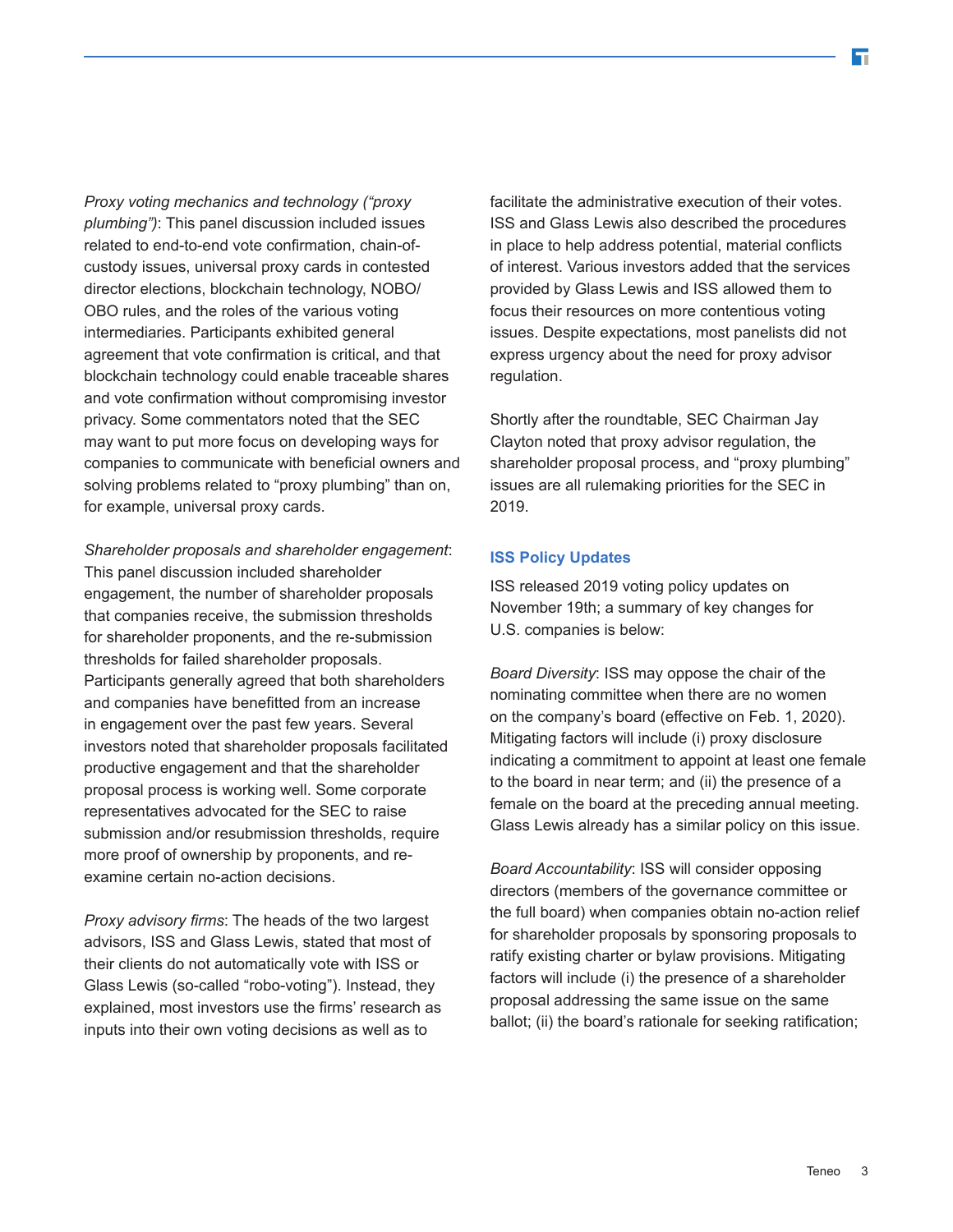*Proxy voting mechanics and technology ("proxy plumbing")*: This panel discussion included issues related to end-to-end vote confirmation, chain-of-custody issues, universal proxy cards in contested director elections, blockchain technology, NOBO/OBO rules, and the roles of the various voting intermediaries. Participants exhibited general agreement that vote confirmation is critical, and that blockchain technology could enable traceable shares and vote confirmation without compromising investor privacy. Some commentators noted that the SEC may want to put more focus on developing ways for companies to communicate with beneficial owners and solving problems related to "proxy plumbing" than on, for example, universal proxy cards.

*Shareholder proposals and shareholder engagement*: This panel discussion included shareholder engagement, the number of shareholder proposals that companies receive, the submission thresholds for shareholder proponents, and the re-submission thresholds for failed shareholder proposals. Participants generally agreed that both shareholders and companies have benefitted from an increase in engagement over the past few years. Several investors noted that shareholder proposals facilitated productive engagement and that the shareholder proposal process is working well. Some corporate representatives advocated for the SEC to raise submission and/or resubmission thresholds, require more proof of ownership by proponents, and re-examine certain no-action decisions.

*Proxy advisory firms*: The heads of the two largest advisors, ISS and Glass Lewis, stated that most of their clients do not automatically vote with ISS or Glass Lewis (so-called "robo-voting"). Instead, they explained, most investors use the firms' research as inputs into their own voting decisions as well as to facilitate the administrative execution of their votes. ISS and Glass Lewis also described the procedures in place to help address potential, material conflicts of interest. Various investors added that the services provided by Glass Lewis and ISS allowed them to focus their resources on more contentious voting issues. Despite expectations, most panelists did not express urgency about the need for proxy advisor regulation.

Shortly after the roundtable, SEC Chairman Jay Clayton noted that proxy advisor regulation, the shareholder proposal process, and "proxy plumbing" issues are all rulemaking priorities for the SEC in 2019.

## ISS Policy Updates

ISS released 2019 voting policy updates on November 19th; a summary of key changes for U.S. companies is below:

*Board Diversity*: ISS may oppose the chair of the nominating committee when there are no women on the company's board (effective on Feb. 1, 2020). Mitigating factors will include (i) proxy disclosure indicating a commitment to appoint at least one female to the board in near term; and (ii) the presence of a female on the board at the preceding annual meeting. Glass Lewis already has a similar policy on this issue.

*Board Accountability*: ISS will consider opposing directors (members of the governance committee or the full board) when companies obtain no-action relief for shareholder proposals by sponsoring proposals to ratify existing charter or bylaw provisions. Mitigating factors will include (i) the presence of a shareholder proposal addressing the same issue on the same ballot; (ii) the board's rationale for seeking ratification;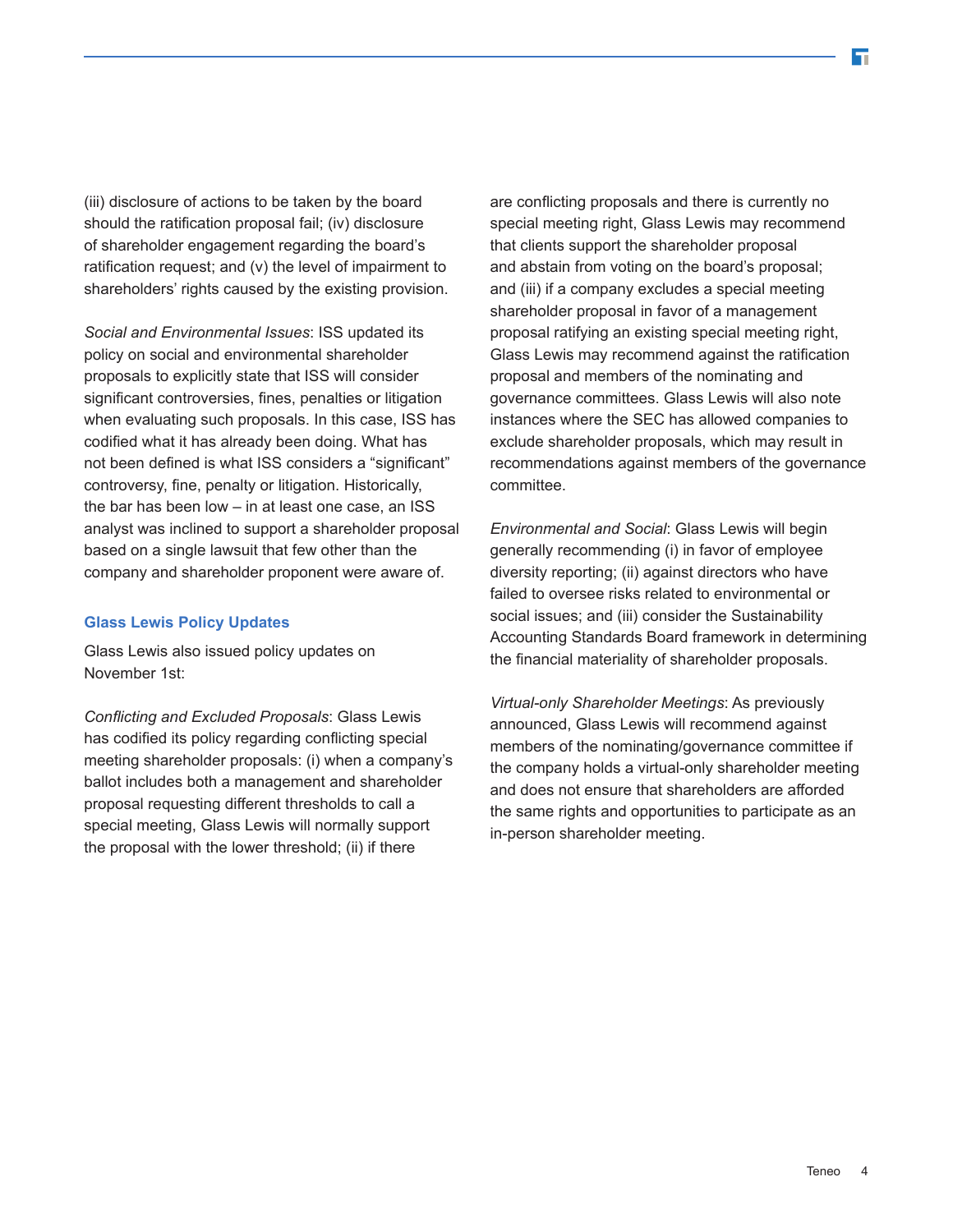(iii) disclosure of actions to be taken by the board should the ratification proposal fail; (iv) disclosure of shareholder engagement regarding the board's ratification request; and (v) the level of impairment to shareholders' rights caused by the existing provision.

*Social and Environmental Issues*: ISS updated its policy on social and environmental shareholder proposals to explicitly state that ISS will consider significant controversies, fines, penalties or litigation when evaluating such proposals. In this case, ISS has codified what it has already been doing. What has not been defined is what ISS considers a "significant" controversy, fine, penalty or litigation. Historically, the bar has been low – in at least one case, an ISS analyst was inclined to support a shareholder proposal based on a single lawsuit that few other than the company and shareholder proponent were aware of.

### Glass Lewis Policy Updates

Glass Lewis also issued policy updates on November 1st:

*Conflicting and Excluded Proposals*: Glass Lewis has codified its policy regarding conflicting special meeting shareholder proposals: (i) when a company's ballot includes both a management and shareholder proposal requesting different thresholds to call a special meeting, Glass Lewis will normally support the proposal with the lower threshold; (ii) if there are conflicting proposals and there is currently no special meeting right, Glass Lewis may recommend that clients support the shareholder proposal and abstain from voting on the board's proposal; and (iii) if a company excludes a special meeting shareholder proposal in favor of a management proposal ratifying an existing special meeting right, Glass Lewis may recommend against the ratification proposal and members of the nominating and governance committees. Glass Lewis will also note instances where the SEC has allowed companies to exclude shareholder proposals, which may result in recommendations against members of the governance committee.

*Environmental and Social*: Glass Lewis will begin generally recommending (i) in favor of employee diversity reporting; (ii) against directors who have failed to oversee risks related to environmental or social issues; and (iii) consider the Sustainability Accounting Standards Board framework in determining the financial materiality of shareholder proposals.

*Virtual-only Shareholder Meetings*: As previously announced, Glass Lewis will recommend against members of the nominating/governance committee if the company holds a virtual-only shareholder meeting and does not ensure that shareholders are afforded the same rights and opportunities to participate as an in-person shareholder meeting.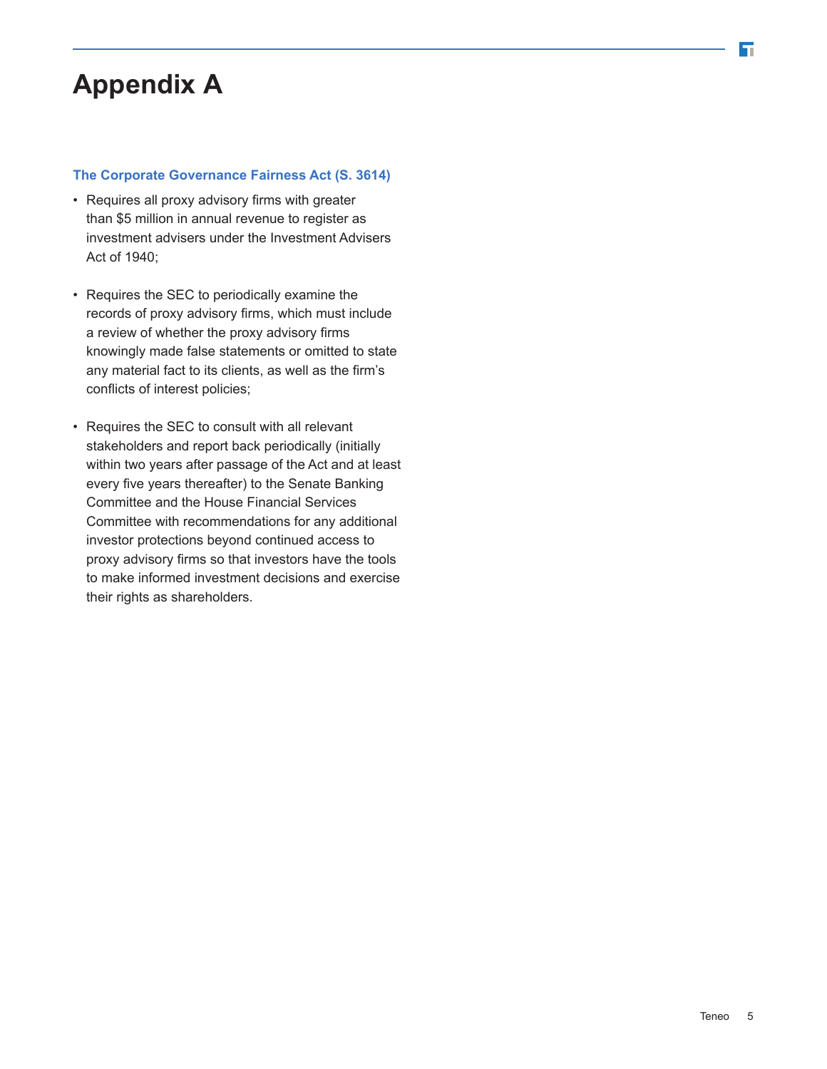# Appendix A

### The Corporate Governance Fairness Act (S. 3614)

- Requires all proxy advisory firms with greater than $5 million in annual revenue to register as investment advisers under the Investment Advisers Act of 1940;

- Requires the SEC to periodically examine the records of proxy advisory firms, which must include a review of whether the proxy advisory firms knowingly made false statements or omitted to state any material fact to its clients, as well as the firm's conflicts of interest policies;

- Requires the SEC to consult with all relevant stakeholders and report back periodically (initially within two years after passage of the Act and at least every five years thereafter) to the Senate Banking Committee and the House Financial Services Committee with recommendations for any additional investor protections beyond continued access to proxy advisory firms so that investors have the tools to make informed investment decisions and exercise their rights as shareholders.